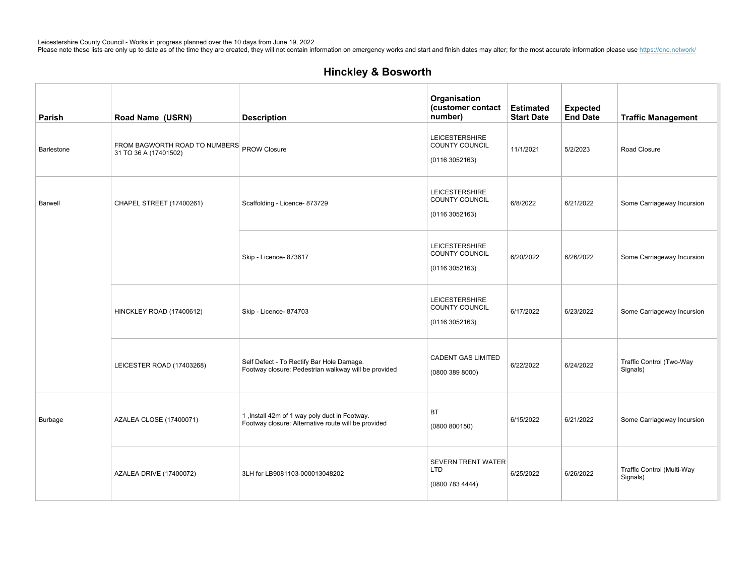Leicestershire County Council - Works in progress planned over the 10 days from June 19, 2022
Please note these lists are only up to date as of the time they are created, they will not contain information on emergency works and start and finish dates may alter; for the most accurate information please use https://one.network/

## Hinckley & Bosworth

| Parish | Road Name (USRN) | Description | Organisation (customer contact number) | Estimated Start Date | Expected End Date | Traffic Management |
| --- | --- | --- | --- | --- | --- | --- |
| Barlestone | FROM BAGWORTH ROAD TO NUMBERS 31 TO 36 A (17401502) | PROW Closure | LEICESTERSHIRE COUNTY COUNCIL (0116 3052163) | 11/1/2021 | 5/2/2023 | Road Closure |
| Barwell | CHAPEL STREET (17400261) | Scaffolding - Licence- 873729 | LEICESTERSHIRE COUNTY COUNCIL (0116 3052163) | 6/8/2022 | 6/21/2022 | Some Carriageway Incursion |
| | | Skip - Licence- 873617 | LEICESTERSHIRE COUNTY COUNCIL (0116 3052163) | 6/20/2022 | 6/26/2022 | Some Carriageway Incursion |
| | HINCKLEY ROAD (17400612) | Skip - Licence- 874703 | LEICESTERSHIRE COUNTY COUNCIL (0116 3052163) | 6/17/2022 | 6/23/2022 | Some Carriageway Incursion |
| | LEICESTER ROAD (17403268) | Self Defect - To Rectify Bar Hole Damage. Footway closure: Pedestrian walkway will be provided | CADENT GAS LIMITED (0800 389 8000) | 6/22/2022 | 6/24/2022 | Traffic Control (Two-Way Signals) |
| Burbage | AZALEA CLOSE (17400071) | 1 ,Install 42m of 1 way poly duct in Footway. Footway closure: Alternative route will be provided | BT (0800 800150) | 6/15/2022 | 6/21/2022 | Some Carriageway Incursion |
| | AZALEA DRIVE (17400072) | 3LH for LB9081103-000013048202 | SEVERN TRENT WATER LTD (0800 783 4444) | 6/25/2022 | 6/26/2022 | Traffic Control (Multi-Way Signals) |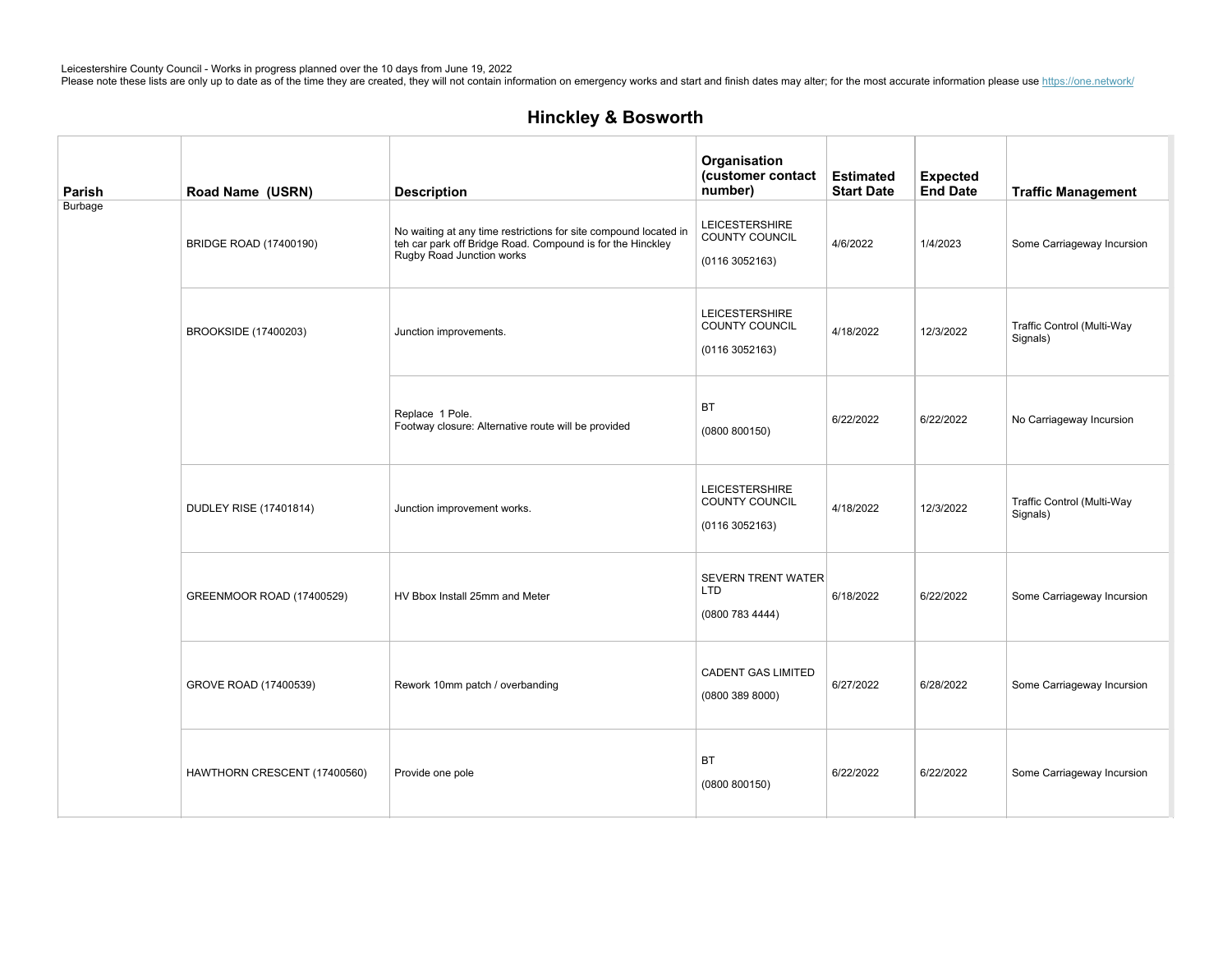Leicestershire County Council - Works in progress planned over the 10 days from June 19, 2022
Please note these lists are only up to date as of the time they are created, they will not contain information on emergency works and start and finish dates may alter; for the most accurate information please use https://one.network/

## Hinckley & Bosworth

| Parish | Road Name (USRN) | Description | Organisation (customer contact number) | Estimated Start Date | Expected End Date | Traffic Management |
|---|---|---|---|---|---|---|
| Burbage | BRIDGE ROAD (17400190) | No waiting at any time restrictions for site compound located in teh car park off Bridge Road. Compound is for the Hinckley Rugby Road Junction works | LEICESTERSHIRE COUNTY COUNCIL (0116 3052163) | 4/6/2022 | 1/4/2023 | Some Carriageway Incursion |
| | BROOKSIDE (17400203) | Junction improvements. | LEICESTERSHIRE COUNTY COUNCIL (0116 3052163) | 4/18/2022 | 12/3/2022 | Traffic Control (Multi-Way Signals) |
| | | Replace 1 Pole. Footway closure: Alternative route will be provided | BT (0800 800150) | 6/22/2022 | 6/22/2022 | No Carriageway Incursion |
| | DUDLEY RISE (17401814) | Junction improvement works. | LEICESTERSHIRE COUNTY COUNCIL (0116 3052163) | 4/18/2022 | 12/3/2022 | Traffic Control (Multi-Way Signals) |
| | GREENMOOR ROAD (17400529) | HV Bbox Install 25mm and Meter | SEVERN TRENT WATER LTD (0800 783 4444) | 6/18/2022 | 6/22/2022 | Some Carriageway Incursion |
| | GROVE ROAD (17400539) | Rework 10mm patch / overbanding | CADENT GAS LIMITED (0800 389 8000) | 6/27/2022 | 6/28/2022 | Some Carriageway Incursion |
| | HAWTHORN CRESCENT (17400560) | Provide one pole | BT (0800 800150) | 6/22/2022 | 6/22/2022 | Some Carriageway Incursion |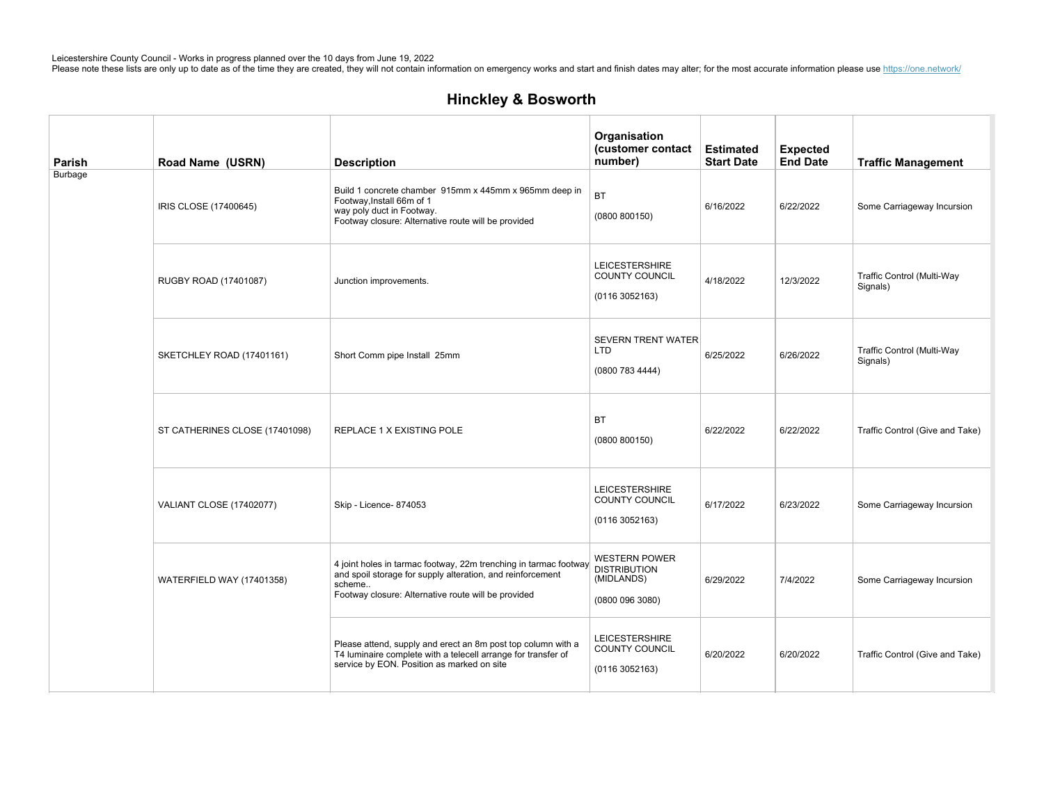Leicestershire County Council - Works in progress planned over the 10 days from June 19, 2022
Please note these lists are only up to date as of the time they are created, they will not contain information on emergency works and start and finish dates may alter; for the most accurate information please use https://one.network/

## Hinckley & Bosworth

| Parish | Road Name (USRN) | Description | Organisation (customer contact number) | Estimated Start Date | Expected End Date | Traffic Management |
|---|---|---|---|---|---|---|
| Burbage | IRIS CLOSE (17400645) | Build 1 concrete chamber 915mm x 445mm x 965mm deep in Footway,Install 66m of 1 way poly duct in Footway. Footway closure: Alternative route will be provided | BT (0800 800150) | 6/16/2022 | 6/22/2022 | Some Carriageway Incursion |
| | RUGBY ROAD (17401087) | Junction improvements. | LEICESTERSHIRE COUNTY COUNCIL (0116 3052163) | 4/18/2022 | 12/3/2022 | Traffic Control (Multi-Way Signals) |
| | SKETCHLEY ROAD (17401161) | Short Comm pipe Install 25mm | SEVERN TRENT WATER LTD (0800 783 4444) | 6/25/2022 | 6/26/2022 | Traffic Control (Multi-Way Signals) |
| | ST CATHERINES CLOSE (17401098) | REPLACE 1 X EXISTING POLE | BT (0800 800150) | 6/22/2022 | 6/22/2022 | Traffic Control (Give and Take) |
| | VALIANT CLOSE (17402077) | Skip - Licence- 874053 | LEICESTERSHIRE COUNTY COUNCIL (0116 3052163) | 6/17/2022 | 6/23/2022 | Some Carriageway Incursion |
| | WATERFIELD WAY (17401358) | 4 joint holes in tarmac footway, 22m trenching in tarmac footway and spoil storage for supply alteration, and reinforcement scheme.. Footway closure: Alternative route will be provided | WESTERN POWER DISTRIBUTION (MIDLANDS) (0800 096 3080) | 6/29/2022 | 7/4/2022 | Some Carriageway Incursion |
| | | Please attend, supply and erect an 8m post top column with a T4 luminaire complete with a telecell arrange for transfer of service by EON. Position as marked on site | LEICESTERSHIRE COUNTY COUNCIL (0116 3052163) | 6/20/2022 | 6/20/2022 | Traffic Control (Give and Take) |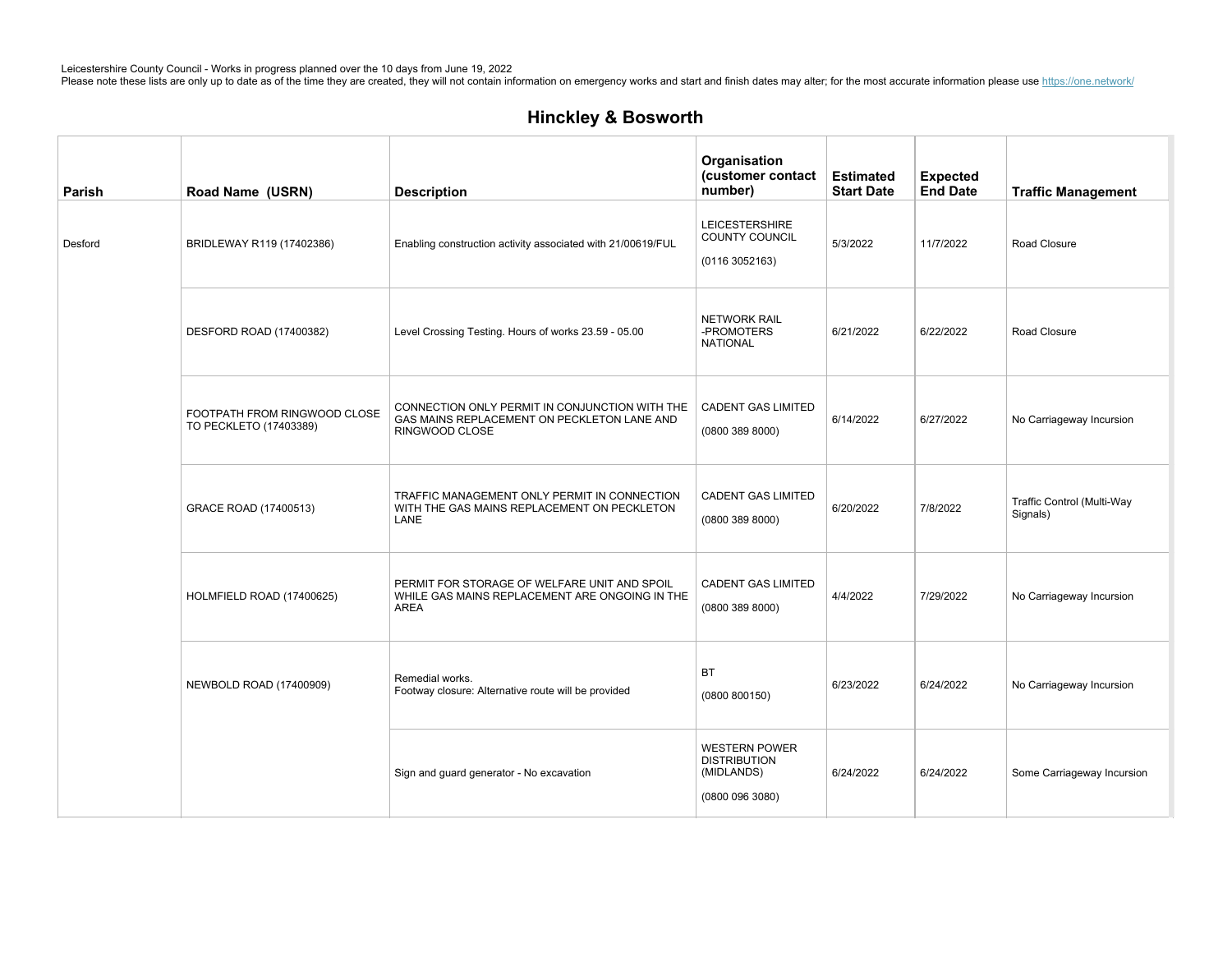Leicestershire County Council - Works in progress planned over the 10 days from June 19, 2022
Please note these lists are only up to date as of the time they are created, they will not contain information on emergency works and start and finish dates may alter; for the most accurate information please use https://one.network/

## Hinckley & Bosworth

| Parish | Road Name (USRN) | Description | Organisation (customer contact number) | Estimated Start Date | Expected End Date | Traffic Management |
|---|---|---|---|---|---|---|
| Desford | BRIDLEWAY R119 (17402386) | Enabling construction activity associated with 21/00619/FUL | LEICESTERSHIRE COUNTY COUNCIL (0116 3052163) | 5/3/2022 | 11/7/2022 | Road Closure |
| | DESFORD ROAD (17400382) | Level Crossing Testing. Hours of works 23.59 - 05.00 | NETWORK RAIL -PROMOTERS NATIONAL | 6/21/2022 | 6/22/2022 | Road Closure |
| | FOOTPATH FROM RINGWOOD CLOSE TO PECKLETO (17403389) | CONNECTION ONLY PERMIT IN CONJUNCTION WITH THE GAS MAINS REPLACEMENT ON PECKLETON LANE AND RINGWOOD CLOSE | CADENT GAS LIMITED (0800 389 8000) | 6/14/2022 | 6/27/2022 | No Carriageway Incursion |
| | GRACE ROAD (17400513) | TRAFFIC MANAGEMENT ONLY PERMIT IN CONNECTION WITH THE GAS MAINS REPLACEMENT ON PECKLETON LANE | CADENT GAS LIMITED (0800 389 8000) | 6/20/2022 | 7/8/2022 | Traffic Control (Multi-Way Signals) |
| | HOLMFIELD ROAD (17400625) | PERMIT FOR STORAGE OF WELFARE UNIT AND SPOIL WHILE GAS MAINS REPLACEMENT ARE ONGOING IN THE AREA | CADENT GAS LIMITED (0800 389 8000) | 4/4/2022 | 7/29/2022 | No Carriageway Incursion |
| | NEWBOLD ROAD (17400909) | Remedial works.<br>Footway closure: Alternative route will be provided | BT (0800 800150) | 6/23/2022 | 6/24/2022 | No Carriageway Incursion |
| | | Sign and guard generator - No excavation | WESTERN POWER DISTRIBUTION (MIDLANDS) (0800 096 3080) | 6/24/2022 | 6/24/2022 | Some Carriageway Incursion |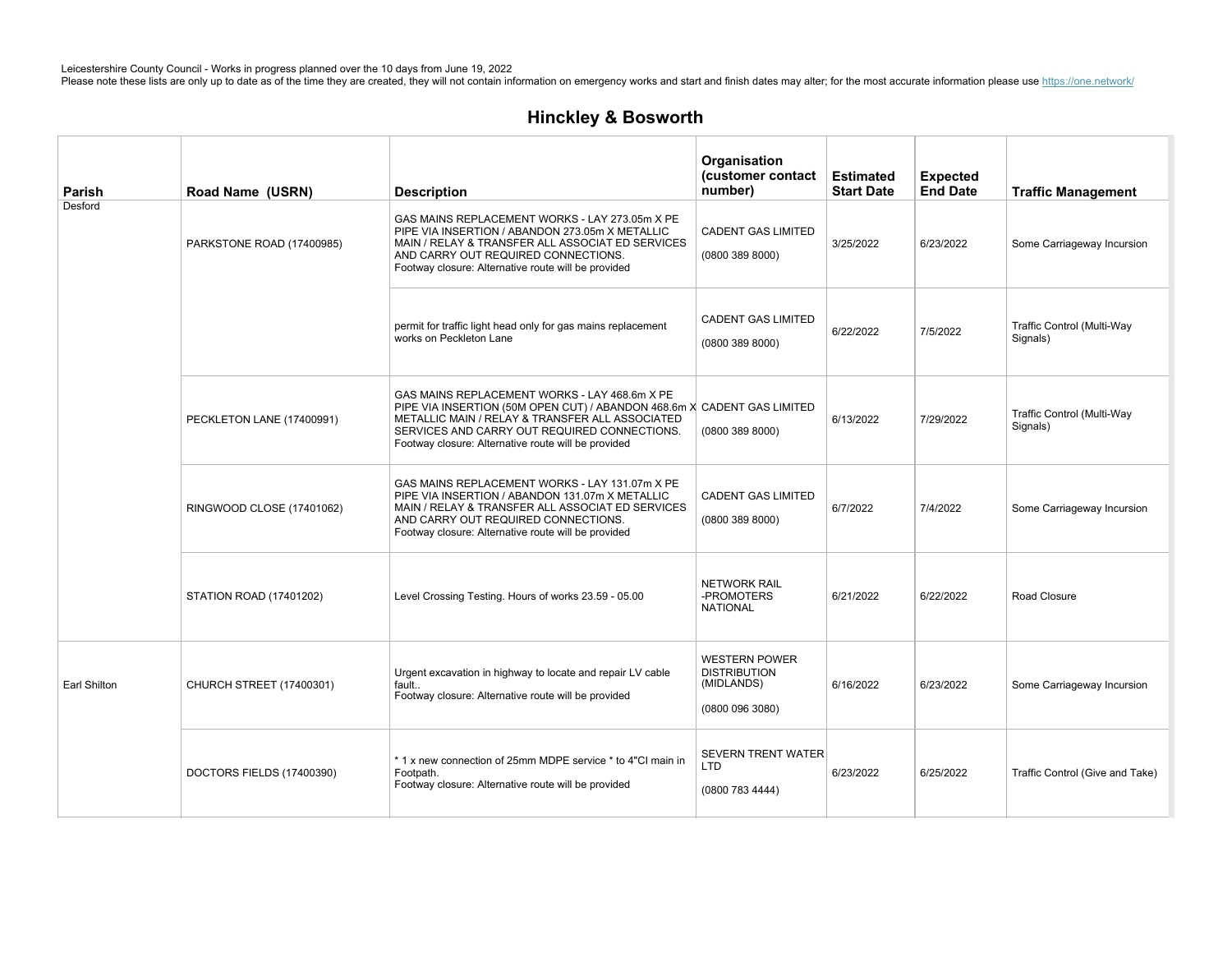Leicestershire County Council - Works in progress planned over the 10 days from June 19, 2022
Please note these lists are only up to date as of the time they are created, they will not contain information on emergency works and start and finish dates may alter; for the most accurate information please use https://one.network/

## Hinckley & Bosworth

| Parish | Road Name (USRN) | Description | Organisation (customer contact number) | Estimated Start Date | Expected End Date | Traffic Management |
|---|---|---|---|---|---|---|
| Desford | PARKSTONE ROAD (17400985) | GAS MAINS REPLACEMENT WORKS - LAY 273.05m X PE PIPE VIA INSERTION / ABANDON 273.05m X METALLIC MAIN / RELAY & TRANSFER ALL ASSOCIAT ED SERVICES AND CARRY OUT REQUIRED CONNECTIONS. Footway closure: Alternative route will be provided | CADENT GAS LIMITED (0800 389 8000) | 3/25/2022 | 6/23/2022 | Some Carriageway Incursion |
| | | permit for traffic light head only for gas mains replacement works on Peckleton Lane | CADENT GAS LIMITED (0800 389 8000) | 6/22/2022 | 7/5/2022 | Traffic Control (Multi-Way Signals) |
| | PECKLETON LANE (17400991) | GAS MAINS REPLACEMENT WORKS - LAY 468.6m X PE PIPE VIA INSERTION (50M OPEN CUT) / ABANDON 468.6m X METALLIC MAIN / RELAY & TRANSFER ALL ASSOCIATED SERVICES AND CARRY OUT REQUIRED CONNECTIONS. Footway closure: Alternative route will be provided | CADENT GAS LIMITED (0800 389 8000) | 6/13/2022 | 7/29/2022 | Traffic Control (Multi-Way Signals) |
| | RINGWOOD CLOSE (17401062) | GAS MAINS REPLACEMENT WORKS - LAY 131.07m X PE PIPE VIA INSERTION / ABANDON 131.07m X METALLIC MAIN / RELAY & TRANSFER ALL ASSOCIAT ED SERVICES AND CARRY OUT REQUIRED CONNECTIONS. Footway closure: Alternative route will be provided | CADENT GAS LIMITED (0800 389 8000) | 6/7/2022 | 7/4/2022 | Some Carriageway Incursion |
| | STATION ROAD (17401202) | Level Crossing Testing. Hours of works 23.59 - 05.00 | NETWORK RAIL -PROMOTERS NATIONAL | 6/21/2022 | 6/22/2022 | Road Closure |
| Earl Shilton | CHURCH STREET (17400301) | Urgent excavation in highway to locate and repair LV cable fault.. Footway closure: Alternative route will be provided | WESTERN POWER DISTRIBUTION (MIDLANDS) (0800 096 3080) | 6/16/2022 | 6/23/2022 | Some Carriageway Incursion |
| | DOCTORS FIELDS (17400390) | * 1 x new connection of 25mm MDPE service * to 4"CI main in Footpath. Footway closure: Alternative route will be provided | SEVERN TRENT WATER LTD (0800 783 4444) | 6/23/2022 | 6/25/2022 | Traffic Control (Give and Take) |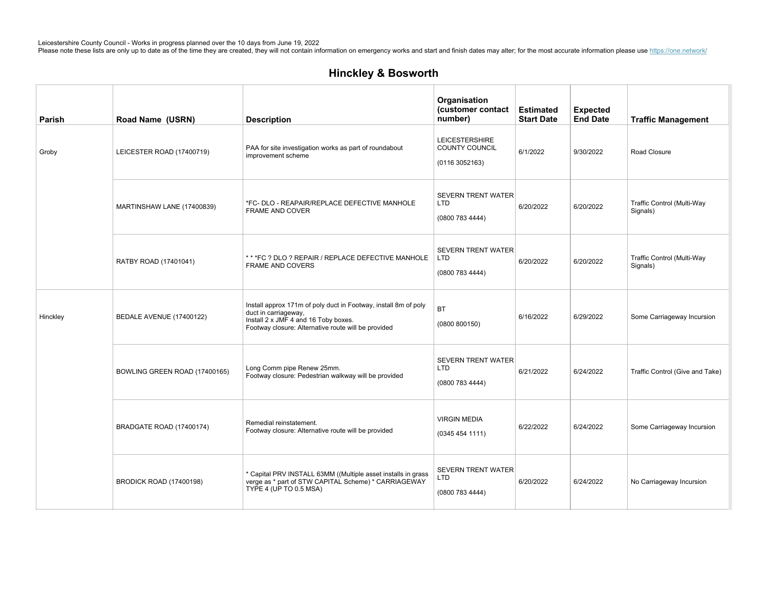Leicestershire County Council - Works in progress planned over the 10 days from June 19, 2022
Please note these lists are only up to date as of the time they are created, they will not contain information on emergency works and start and finish dates may alter; for the most accurate information please use https://one.network/

## Hinckley & Bosworth

| Parish | Road Name (USRN) | Description | Organisation (customer contact number) | Estimated Start Date | Expected End Date | Traffic Management |
|---|---|---|---|---|---|---|
| Groby | LEICESTER ROAD (17400719) | PAA for site investigation works as part of roundabout improvement scheme | LEICESTERSHIRE COUNTY COUNCIL (0116 3052163) | 6/1/2022 | 9/30/2022 | Road Closure |
| | MARTINSHAW LANE (17400839) | *FC- DLO - REAPAIR/REPLACE DEFECTIVE MANHOLE FRAME AND COVER | SEVERN TRENT WATER LTD (0800 783 4444) | 6/20/2022 | 6/20/2022 | Traffic Control (Multi-Way Signals) |
| | RATBY ROAD (17401041) | * * *FC ? DLO ? REPAIR / REPLACE DEFECTIVE MANHOLE FRAME AND COVERS | SEVERN TRENT WATER LTD (0800 783 4444) | 6/20/2022 | 6/20/2022 | Traffic Control (Multi-Way Signals) |
| Hinckley | BEDALE AVENUE (17400122) | Install approx 171m of poly duct in Footway, install 8m of poly duct in carriageway, Install 2 x JMF 4 and 16 Toby boxes. Footway closure: Alternative route will be provided | BT (0800 800150) | 6/16/2022 | 6/29/2022 | Some Carriageway Incursion |
| | BOWLING GREEN ROAD (17400165) | Long Comm pipe Renew 25mm. Footway closure: Pedestrian walkway will be provided | SEVERN TRENT WATER LTD (0800 783 4444) | 6/21/2022 | 6/24/2022 | Traffic Control (Give and Take) |
| | BRADGATE ROAD (17400174) | Remedial reinstatement. Footway closure: Alternative route will be provided | VIRGIN MEDIA (0345 454 1111) | 6/22/2022 | 6/24/2022 | Some Carriageway Incursion |
| | BRODICK ROAD (17400198) | * Capital PRV INSTALL 63MM ((Multiple asset installs in grass verge as * part of STW CAPITAL Scheme) * CARRIAGEWAY TYPE 4 (UP TO 0.5 MSA) | SEVERN TRENT WATER LTD (0800 783 4444) | 6/20/2022 | 6/24/2022 | No Carriageway Incursion |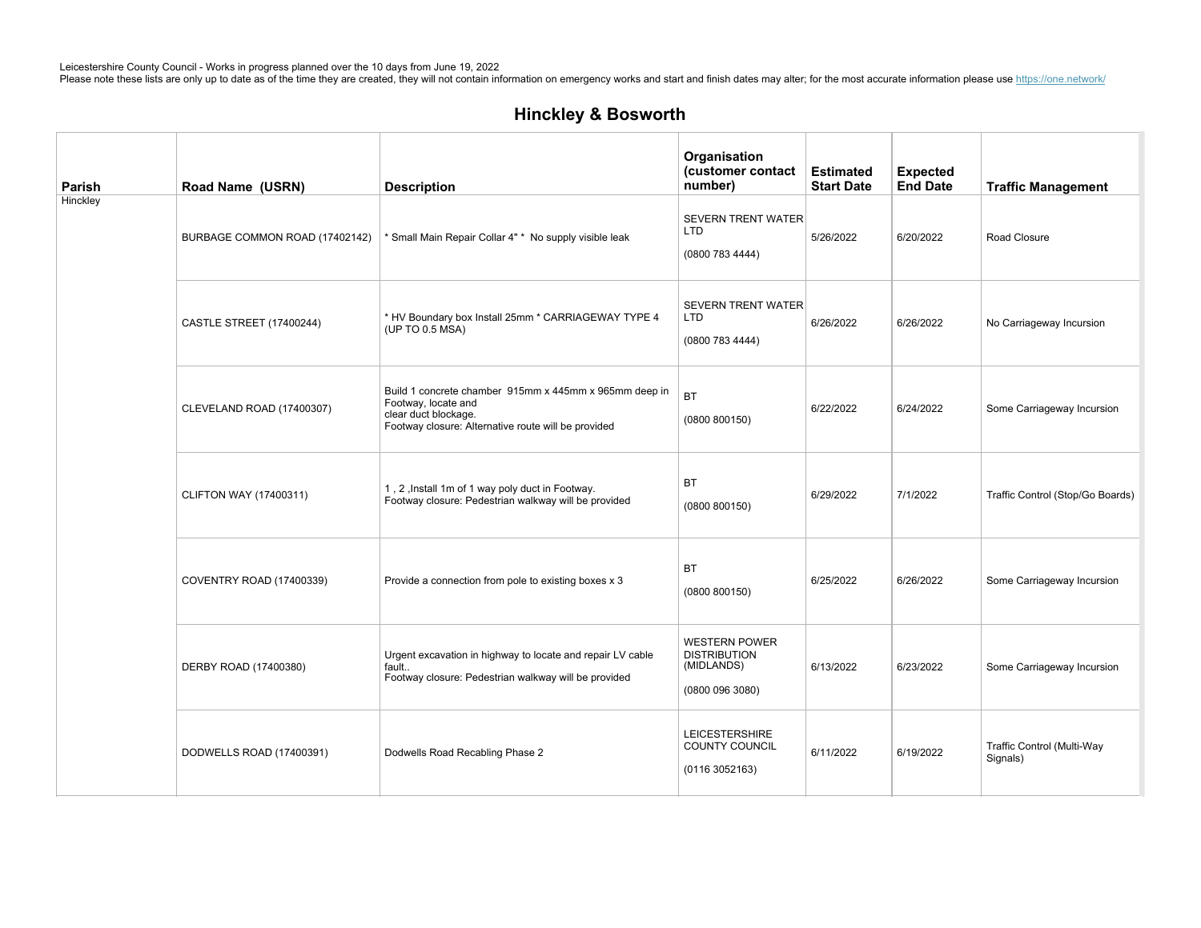Leicestershire County Council - Works in progress planned over the 10 days from June 19, 2022
Please note these lists are only up to date as of the time they are created, they will not contain information on emergency works and start and finish dates may alter; for the most accurate information please use https://one.network/

## Hinckley & Bosworth

| Parish | Road Name (USRN) | Description | Organisation (customer contact number) | Estimated Start Date | Expected End Date | Traffic Management |
|---|---|---|---|---|---|---|
| Hinckley | BURBAGE COMMON ROAD (17402142) | * Small Main Repair Collar 4" * No supply visible leak | SEVERN TRENT WATER LTD (0800 783 4444) | 5/26/2022 | 6/20/2022 | Road Closure |
| | CASTLE STREET (17400244) | * HV Boundary box Install 25mm * CARRIAGEWAY TYPE 4 (UP TO 0.5 MSA) | SEVERN TRENT WATER LTD (0800 783 4444) | 6/26/2022 | 6/26/2022 | No Carriageway Incursion |
| | CLEVELAND ROAD (17400307) | Build 1 concrete chamber 915mm x 445mm x 965mm deep in Footway, locate and clear duct blockage. Footway closure: Alternative route will be provided | BT (0800 800150) | 6/22/2022 | 6/24/2022 | Some Carriageway Incursion |
| | CLIFTON WAY (17400311) | 1 , 2 ,Install 1m of 1 way poly duct in Footway. Footway closure: Pedestrian walkway will be provided | BT (0800 800150) | 6/29/2022 | 7/1/2022 | Traffic Control (Stop/Go Boards) |
| | COVENTRY ROAD (17400339) | Provide a connection from pole to existing boxes x 3 | BT (0800 800150) | 6/25/2022 | 6/26/2022 | Some Carriageway Incursion |
| | DERBY ROAD (17400380) | Urgent excavation in highway to locate and repair LV cable fault.. Footway closure: Pedestrian walkway will be provided | WESTERN POWER DISTRIBUTION (MIDLANDS) (0800 096 3080) | 6/13/2022 | 6/23/2022 | Some Carriageway Incursion |
| | DODWELLS ROAD (17400391) | Dodwells Road Recabling Phase 2 | LEICESTERSHIRE COUNTY COUNCIL (0116 3052163) | 6/11/2022 | 6/19/2022 | Traffic Control (Multi-Way Signals) |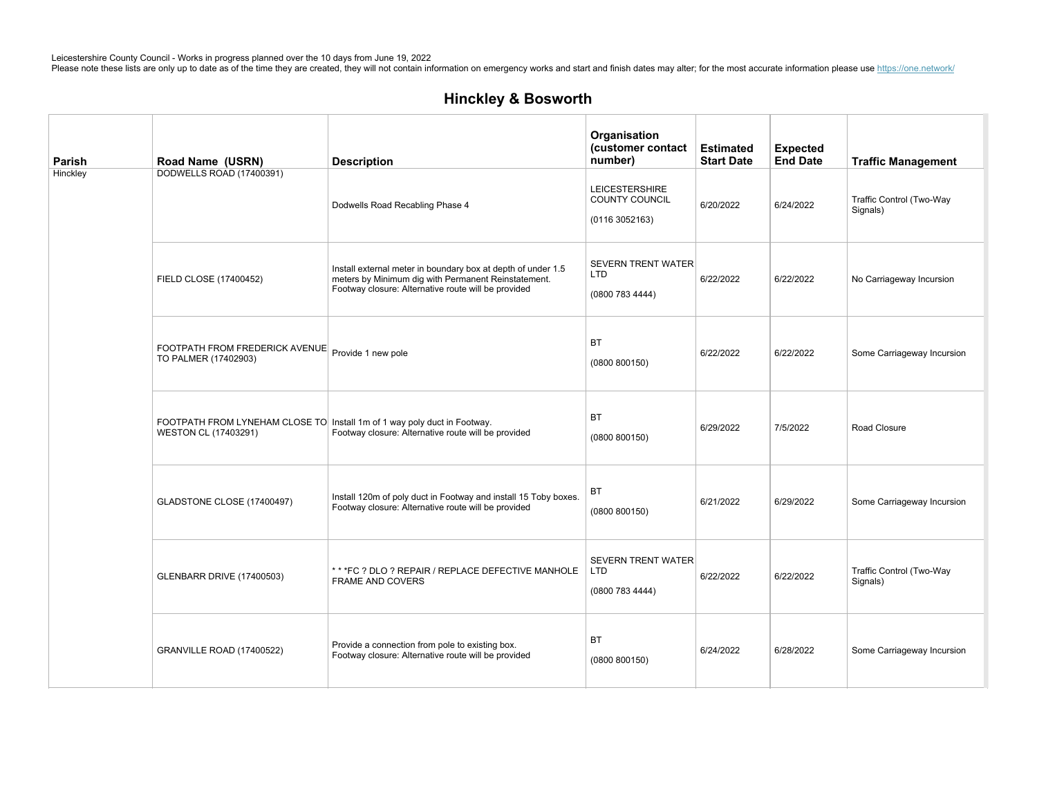Leicestershire County Council - Works in progress planned over the 10 days from June 19, 2022
Please note these lists are only up to date as of the time they are created, they will not contain information on emergency works and start and finish dates may alter; for the most accurate information please use https://one.network/

## Hinckley & Bosworth

| Parish | Road Name (USRN) | Description | Organisation (customer contact number) | Estimated Start Date | Expected End Date | Traffic Management |
|---|---|---|---|---|---|---|
| Hinckley | DODWELLS ROAD (17400391) | Dodwells Road Recabling Phase 4 | LEICESTERSHIRE COUNTY COUNCIL (0116 3052163) | 6/20/2022 | 6/24/2022 | Traffic Control (Two-Way Signals) |
| | FIELD CLOSE (17400452) | Install external meter in boundary box at depth of under 1.5 meters by Minimum dig with Permanent Reinstatement. Footway closure: Alternative route will be provided | SEVERN TRENT WATER LTD (0800 783 4444) | 6/22/2022 | 6/22/2022 | No Carriageway Incursion |
| | FOOTPATH FROM FREDERICK AVENUE TO PALMER (17402903) | Provide 1 new pole | BT (0800 800150) | 6/22/2022 | 6/22/2022 | Some Carriageway Incursion |
| | FOOTPATH FROM LYNEHAM CLOSE TO WESTON CL (17403291) | Install 1m of 1 way poly duct in Footway. Footway closure: Alternative route will be provided | BT (0800 800150) | 6/29/2022 | 7/5/2022 | Road Closure |
| | GLADSTONE CLOSE (17400497) | Install 120m of poly duct in Footway and install 15 Toby boxes. Footway closure: Alternative route will be provided | BT (0800 800150) | 6/21/2022 | 6/29/2022 | Some Carriageway Incursion |
| | GLENBARR DRIVE (17400503) | * * *FC ? DLO ? REPAIR / REPLACE DEFECTIVE MANHOLE FRAME AND COVERS | SEVERN TRENT WATER LTD (0800 783 4444) | 6/22/2022 | 6/22/2022 | Traffic Control (Two-Way Signals) |
| | GRANVILLE ROAD (17400522) | Provide a connection from pole to existing box. Footway closure: Alternative route will be provided | BT (0800 800150) | 6/24/2022 | 6/28/2022 | Some Carriageway Incursion |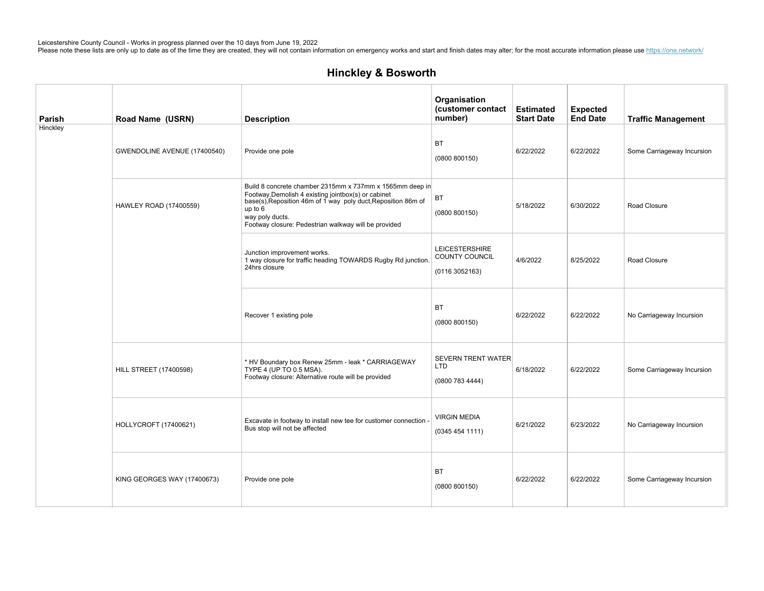Leicestershire County Council - Works in progress planned over the 10 days from June 19, 2022
Please note these lists are only up to date as of the time they are created, they will not contain information on emergency works and start and finish dates may alter; for the most accurate information please use https://one.network/

## Hinckley & Bosworth

| Parish | Road Name (USRN) | Description | Organisation (customer contact number) | Estimated Start Date | Expected End Date | Traffic Management |
|---|---|---|---|---|---|---|
| Hinckley | GWENDOLINE AVENUE (17400540) | Provide one pole | BT (0800 800150) | 6/22/2022 | 6/22/2022 | Some Carriageway Incursion |
| | HAWLEY ROAD (17400559) | Build 8 concrete chamber 2315mm x 737mm x 1565mm deep in Footway,Demolish 4 existing jointbox(s) or cabinet base(s),Reposition 46m of 1 way poly duct,Reposition 86m of up to 6 way poly ducts. Footway closure: Pedestrian walkway will be provided | BT (0800 800150) | 5/18/2022 | 6/30/2022 | Road Closure |
| | | Junction improvement works. 1 way closure for traffic heading TOWARDS Rugby Rd junction. 24hrs closure | LEICESTERSHIRE COUNTY COUNCIL (0116 3052163) | 4/6/2022 | 8/25/2022 | Road Closure |
| | | Recover 1 existing pole | BT (0800 800150) | 6/22/2022 | 6/22/2022 | No Carriageway Incursion |
| | HILL STREET (17400598) | * HV Boundary box Renew 25mm - leak * CARRIAGEWAY TYPE 4 (UP TO 0.5 MSA). Footway closure: Alternative route will be provided | SEVERN TRENT WATER LTD (0800 783 4444) | 6/18/2022 | 6/22/2022 | Some Carriageway Incursion |
| | HOLLYCROFT (17400621) | Excavate in footway to install new tee for customer connection - Bus stop will not be affected | VIRGIN MEDIA (0345 454 1111) | 6/21/2022 | 6/23/2022 | No Carriageway Incursion |
| | KING GEORGES WAY (17400673) | Provide one pole | BT (0800 800150) | 6/22/2022 | 6/22/2022 | Some Carriageway Incursion |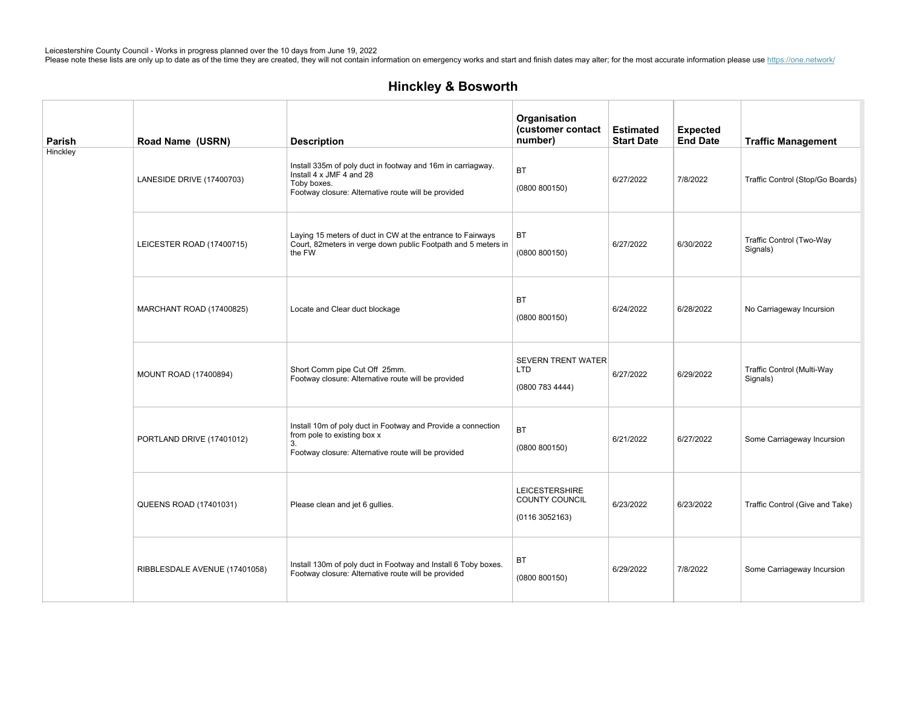Leicestershire County Council - Works in progress planned over the 10 days from June 19, 2022
Please note these lists are only up to date as of the time they are created, they will not contain information on emergency works and start and finish dates may alter; for the most accurate information please use https://one.network/

## Hinckley & Bosworth

| Parish | Road Name (USRN) | Description | Organisation (customer contact number) | Estimated Start Date | Expected End Date | Traffic Management |
|---|---|---|---|---|---|---|
| Hinckley | LANESIDE DRIVE (17400703) | Install 335m of poly duct in footway and 16m in carriagway. Install 4 x JMF 4 and 28 Toby boxes. Footway closure: Alternative route will be provided | BT (0800 800150) | 6/27/2022 | 7/8/2022 | Traffic Control (Stop/Go Boards) |
| | LEICESTER ROAD (17400715) | Laying 15 meters of duct in CW at the entrance to Fairways Court, 82meters in verge down public Footpath and 5 meters in the FW | BT (0800 800150) | 6/27/2022 | 6/30/2022 | Traffic Control (Two-Way Signals) |
| | MARCHANT ROAD (17400825) | Locate and Clear duct blockage | BT (0800 800150) | 6/24/2022 | 6/28/2022 | No Carriageway Incursion |
| | MOUNT ROAD (17400894) | Short Comm pipe Cut Off 25mm. Footway closure: Alternative route will be provided | SEVERN TRENT WATER LTD (0800 783 4444) | 6/27/2022 | 6/29/2022 | Traffic Control (Multi-Way Signals) |
| | PORTLAND DRIVE (17401012) | Install 10m of poly duct in Footway and Provide a connection from pole to existing box x 3. Footway closure: Alternative route will be provided | BT (0800 800150) | 6/21/2022 | 6/27/2022 | Some Carriageway Incursion |
| | QUEENS ROAD (17401031) | Please clean and jet 6 gullies. | LEICESTERSHIRE COUNTY COUNCIL (0116 3052163) | 6/23/2022 | 6/23/2022 | Traffic Control (Give and Take) |
| | RIBBLESDALE AVENUE (17401058) | Install 130m of poly duct in Footway and Install 6 Toby boxes. Footway closure: Alternative route will be provided | BT (0800 800150) | 6/29/2022 | 7/8/2022 | Some Carriageway Incursion |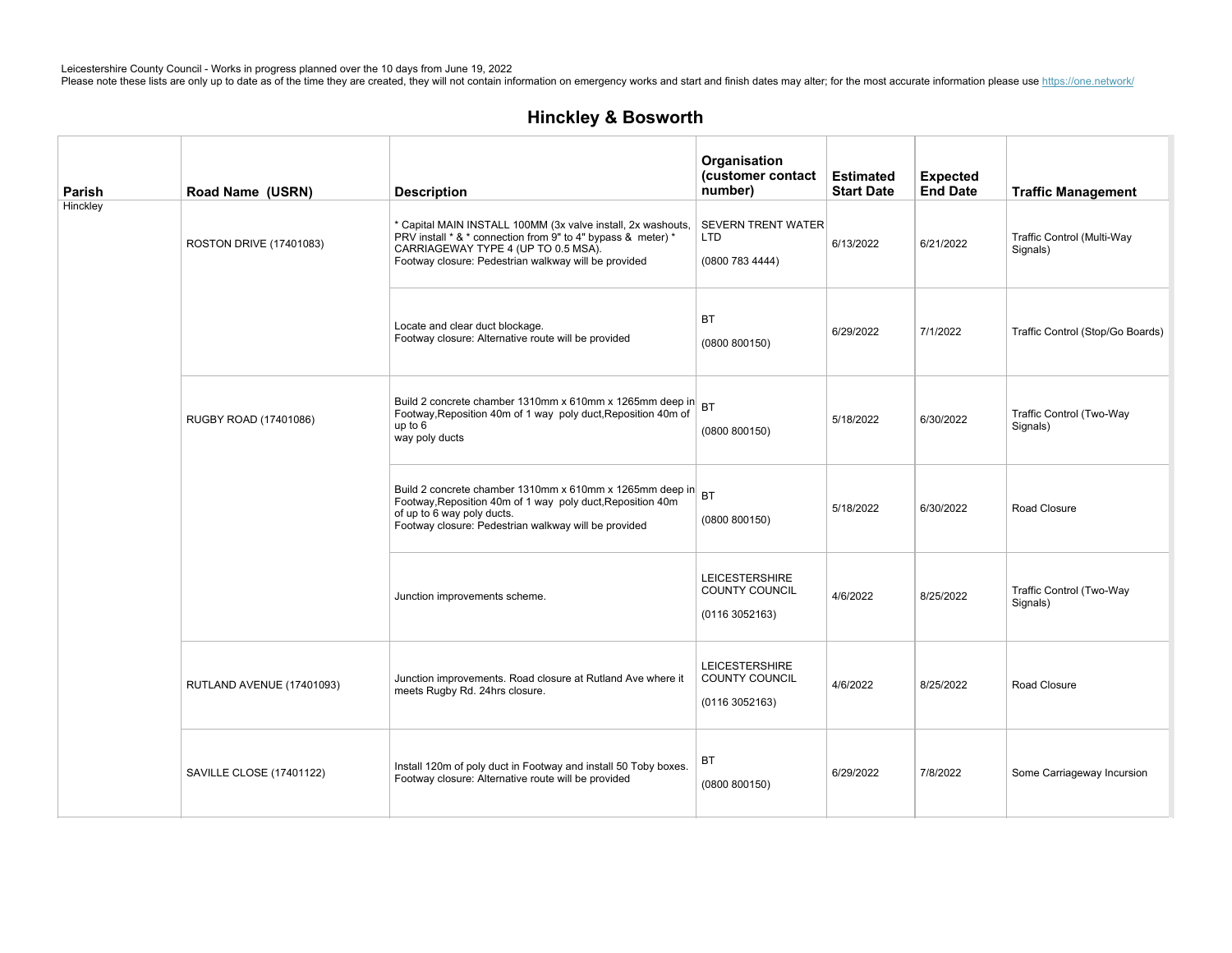Leicestershire County Council - Works in progress planned over the 10 days from June 19, 2022
Please note these lists are only up to date as of the time they are created, they will not contain information on emergency works and start and finish dates may alter; for the most accurate information please use https://one.network/

## Hinckley & Bosworth

| Parish | Road Name (USRN) | Description | Organisation (customer contact number) | Estimated Start Date | Expected End Date | Traffic Management |
|---|---|---|---|---|---|---|
| Hinckley | ROSTON DRIVE (17401083) | * Capital MAIN INSTALL 100MM (3x valve install, 2x washouts, PRV install * & * connection from 9" to 4" bypass & meter) * CARRIAGEWAY TYPE 4 (UP TO 0.5 MSA). Footway closure: Pedestrian walkway will be provided | SEVERN TRENT WATER LTD (0800 783 4444) | 6/13/2022 | 6/21/2022 | Traffic Control (Multi-Way Signals) |
| | | Locate and clear duct blockage. Footway closure: Alternative route will be provided | BT (0800 800150) | 6/29/2022 | 7/1/2022 | Traffic Control (Stop/Go Boards) |
| | RUGBY ROAD (17401086) | Build 2 concrete chamber 1310mm x 610mm x 1265mm deep in Footway,Reposition 40m of 1 way poly duct,Reposition 40m of up to 6 way poly ducts | BT (0800 800150) | 5/18/2022 | 6/30/2022 | Traffic Control (Two-Way Signals) |
| | | Build 2 concrete chamber 1310mm x 610mm x 1265mm deep in Footway,Reposition 40m of 1 way poly duct,Reposition 40m of up to 6 way poly ducts. Footway closure: Pedestrian walkway will be provided | BT (0800 800150) | 5/18/2022 | 6/30/2022 | Road Closure |
| | | Junction improvements scheme. | LEICESTERSHIRE COUNTY COUNCIL (0116 3052163) | 4/6/2022 | 8/25/2022 | Traffic Control (Two-Way Signals) |
| | RUTLAND AVENUE (17401093) | Junction improvements. Road closure at Rutland Ave where it meets Rugby Rd. 24hrs closure. | LEICESTERSHIRE COUNTY COUNCIL (0116 3052163) | 4/6/2022 | 8/25/2022 | Road Closure |
| | SAVILLE CLOSE (17401122) | Install 120m of poly duct in Footway and install 50 Toby boxes. Footway closure: Alternative route will be provided | BT (0800 800150) | 6/29/2022 | 7/8/2022 | Some Carriageway Incursion |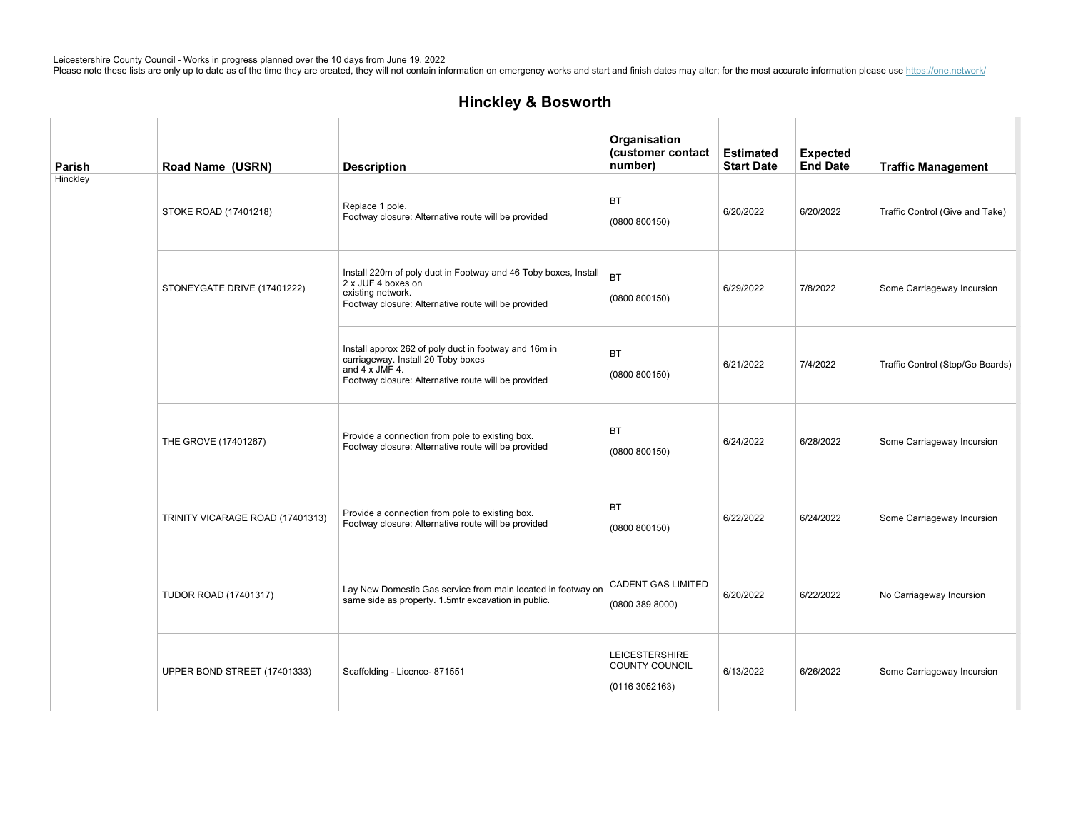Leicestershire County Council - Works in progress planned over the 10 days from June 19, 2022
Please note these lists are only up to date as of the time they are created, they will not contain information on emergency works and start and finish dates may alter; for the most accurate information please use https://one.network/

## Hinckley & Bosworth

| Parish | Road Name (USRN) | Description | Organisation (customer contact number) | Estimated Start Date | Expected End Date | Traffic Management |
|---|---|---|---|---|---|---|
| Hinckley | STOKE ROAD (17401218) | Replace 1 pole. Footway closure: Alternative route will be provided | BT (0800 800150) | 6/20/2022 | 6/20/2022 | Traffic Control (Give and Take) |
| | STONEYGATE DRIVE (17401222) | Install 220m of poly duct in Footway and 46 Toby boxes, Install 2 x JUF 4 boxes on existing network. Footway closure: Alternative route will be provided | BT (0800 800150) | 6/29/2022 | 7/8/2022 | Some Carriageway Incursion |
| | | Install approx 262 of poly duct in footway and 16m in carriageway. Install 20 Toby boxes and 4 x JMF 4. Footway closure: Alternative route will be provided | BT (0800 800150) | 6/21/2022 | 7/4/2022 | Traffic Control (Stop/Go Boards) |
| | THE GROVE (17401267) | Provide a connection from pole to existing box. Footway closure: Alternative route will be provided | BT (0800 800150) | 6/24/2022 | 6/28/2022 | Some Carriageway Incursion |
| | TRINITY VICARAGE ROAD (17401313) | Provide a connection from pole to existing box. Footway closure: Alternative route will be provided | BT (0800 800150) | 6/22/2022 | 6/24/2022 | Some Carriageway Incursion |
| | TUDOR ROAD (17401317) | Lay New Domestic Gas service from main located in footway on same side as property. 1.5mtr excavation in public. | CADENT GAS LIMITED (0800 389 8000) | 6/20/2022 | 6/22/2022 | No Carriageway Incursion |
| | UPPER BOND STREET (17401333) | Scaffolding - Licence- 871551 | LEICESTERSHIRE COUNTY COUNCIL (0116 3052163) | 6/13/2022 | 6/26/2022 | Some Carriageway Incursion |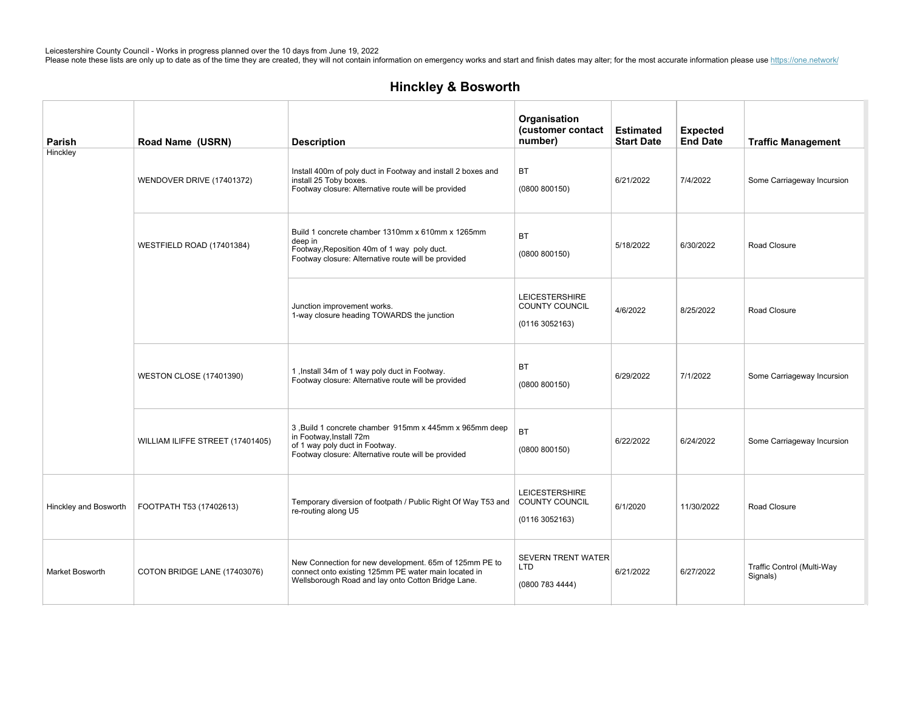Leicestershire County Council - Works in progress planned over the 10 days from June 19, 2022
Please note these lists are only up to date as of the time they are created, they will not contain information on emergency works and start and finish dates may alter; for the most accurate information please use https://one.network/

## Hinckley & Bosworth

| Parish | Road Name (USRN) | Description | Organisation (customer contact number) | Estimated Start Date | Expected End Date | Traffic Management |
|---|---|---|---|---|---|---|
| Hinckley | WENDOVER DRIVE (17401372) | Install 400m of poly duct in Footway and install 2 boxes and install 25 Toby boxes. Footway closure: Alternative route will be provided | BT (0800 800150) | 6/21/2022 | 7/4/2022 | Some Carriageway Incursion |
| | WESTFIELD ROAD (17401384) | Build 1 concrete chamber 1310mm x 610mm x 1265mm deep in Footway,Reposition 40m of 1 way poly duct. Footway closure: Alternative route will be provided | BT (0800 800150) | 5/18/2022 | 6/30/2022 | Road Closure |
| | | Junction improvement works. 1-way closure heading TOWARDS the junction | LEICESTERSHIRE COUNTY COUNCIL (0116 3052163) | 4/6/2022 | 8/25/2022 | Road Closure |
| | WESTON CLOSE (17401390) | 1 ,Install 34m of 1 way poly duct in Footway. Footway closure: Alternative route will be provided | BT (0800 800150) | 6/29/2022 | 7/1/2022 | Some Carriageway Incursion |
| | WILLIAM ILIFFE STREET (17401405) | 3 ,Build 1 concrete chamber 915mm x 445mm x 965mm deep in Footway,Install 72m of 1 way poly duct in Footway. Footway closure: Alternative route will be provided | BT (0800 800150) | 6/22/2022 | 6/24/2022 | Some Carriageway Incursion |
| Hinckley and Bosworth | FOOTPATH T53 (17402613) | Temporary diversion of footpath / Public Right Of Way T53 and re-routing along U5 | LEICESTERSHIRE COUNTY COUNCIL (0116 3052163) | 6/1/2020 | 11/30/2022 | Road Closure |
| Market Bosworth | COTON BRIDGE LANE (17403076) | New Connection for new development. 65m of 125mm PE to connect onto existing 125mm PE water main located in Wellsborough Road and lay onto Cotton Bridge Lane. | SEVERN TRENT WATER LTD (0800 783 4444) | 6/21/2022 | 6/27/2022 | Traffic Control (Multi-Way Signals) |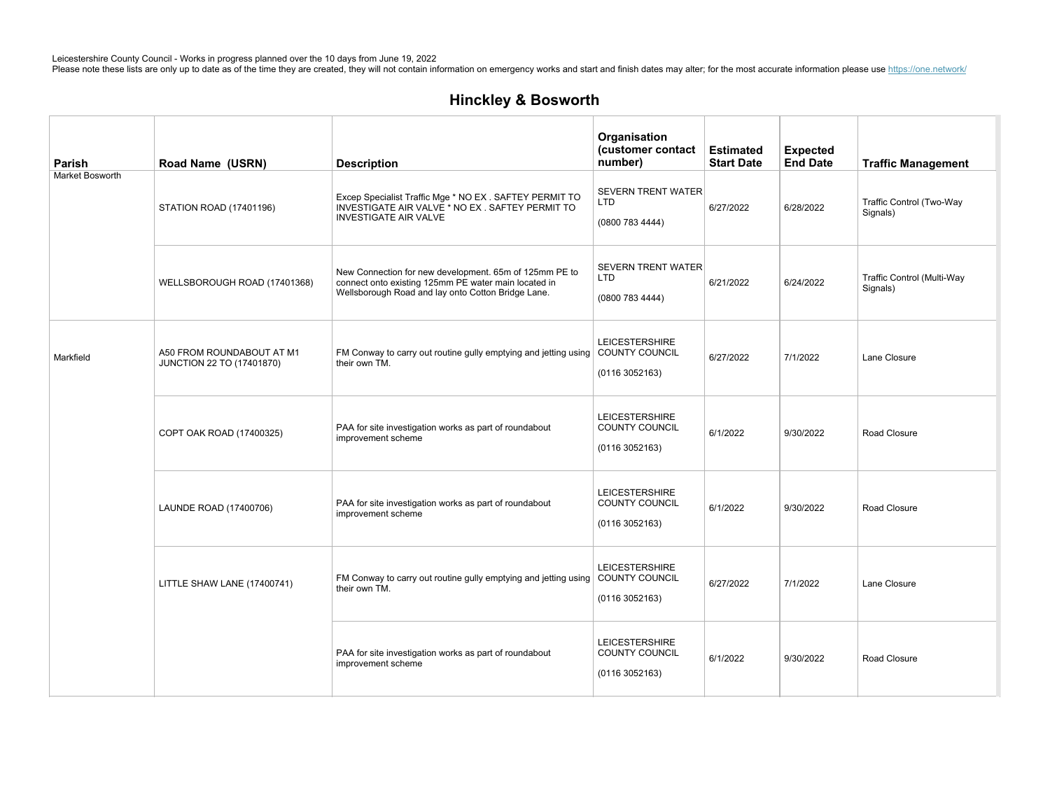Leicestershire County Council - Works in progress planned over the 10 days from June 19, 2022
Please note these lists are only up to date as of the time they are created, they will not contain information on emergency works and start and finish dates may alter; for the most accurate information please use https://one.network/

## Hinckley & Bosworth

| Parish | Road Name (USRN) | Description | Organisation (customer contact number) | Estimated Start Date | Expected End Date | Traffic Management |
|---|---|---|---|---|---|---|
| Market Bosworth | STATION ROAD (17401196) | Excep Specialist Traffic Mge * NO EX . SAFTEY PERMIT TO INVESTIGATE AIR VALVE * NO EX . SAFTEY PERMIT TO INVESTIGATE AIR VALVE | SEVERN TRENT WATER LTD (0800 783 4444) | 6/27/2022 | 6/28/2022 | Traffic Control (Two-Way Signals) |
| | WELLSBOROUGH ROAD (17401368) | New Connection for new development. 65m of 125mm PE to connect onto existing 125mm PE water main located in Wellsborough Road and lay onto Cotton Bridge Lane. | SEVERN TRENT WATER LTD (0800 783 4444) | 6/21/2022 | 6/24/2022 | Traffic Control (Multi-Way Signals) |
| Markfield | A50 FROM ROUNDABOUT AT M1 JUNCTION 22 TO (17401870) | FM Conway to carry out routine gully emptying and jetting using their own TM. | LEICESTERSHIRE COUNTY COUNCIL (0116 3052163) | 6/27/2022 | 7/1/2022 | Lane Closure |
| | COPT OAK ROAD (17400325) | PAA for site investigation works as part of roundabout improvement scheme | LEICESTERSHIRE COUNTY COUNCIL (0116 3052163) | 6/1/2022 | 9/30/2022 | Road Closure |
| | LAUNDE ROAD (17400706) | PAA for site investigation works as part of roundabout improvement scheme | LEICESTERSHIRE COUNTY COUNCIL (0116 3052163) | 6/1/2022 | 9/30/2022 | Road Closure |
| | LITTLE SHAW LANE (17400741) | FM Conway to carry out routine gully emptying and jetting using their own TM. | LEICESTERSHIRE COUNTY COUNCIL (0116 3052163) | 6/27/2022 | 7/1/2022 | Lane Closure |
| | | PAA for site investigation works as part of roundabout improvement scheme | LEICESTERSHIRE COUNTY COUNCIL (0116 3052163) | 6/1/2022 | 9/30/2022 | Road Closure |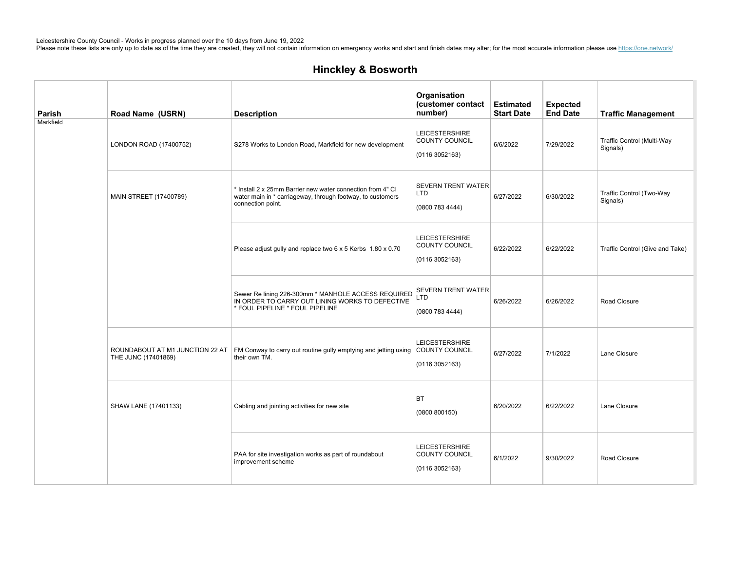Leicestershire County Council - Works in progress planned over the 10 days from June 19, 2022
Please note these lists are only up to date as of the time they are created, they will not contain information on emergency works and start and finish dates may alter; for the most accurate information please use https://one.network/

## Hinckley & Bosworth

| Parish | Road Name (USRN) | Description | Organisation (customer contact number) | Estimated Start Date | Expected End Date | Traffic Management |
|---|---|---|---|---|---|---|
| Markfield | LONDON ROAD (17400752) | S278 Works to London Road, Markfield for new development | LEICESTERSHIRE COUNTY COUNCIL (0116 3052163) | 6/6/2022 | 7/29/2022 | Traffic Control (Multi-Way Signals) |
| | MAIN STREET (17400789) | * Install 2 x 25mm Barrier new water connection from 4" CI water main in * carriageway, through footway, to customers connection point. | SEVERN TRENT WATER LTD (0800 783 4444) | 6/27/2022 | 6/30/2022 | Traffic Control (Two-Way Signals) |
| | | Please adjust gully and replace two 6 x 5 Kerbs 1.80 x 0.70 | LEICESTERSHIRE COUNTY COUNCIL (0116 3052163) | 6/22/2022 | 6/22/2022 | Traffic Control (Give and Take) |
| | | Sewer Re lining 226-300mm * MANHOLE ACCESS REQUIRED IN ORDER TO CARRY OUT LINING WORKS TO DEFECTIVE * FOUL PIPELINE * FOUL PIPELINE | SEVERN TRENT WATER LTD (0800 783 4444) | 6/26/2022 | 6/26/2022 | Road Closure |
| | ROUNDABOUT AT M1 JUNCTION 22 AT THE JUNC (17401869) | FM Conway to carry out routine gully emptying and jetting using their own TM. | LEICESTERSHIRE COUNTY COUNCIL (0116 3052163) | 6/27/2022 | 7/1/2022 | Lane Closure |
| | SHAW LANE (17401133) | Cabling and jointing activities for new site | BT (0800 800150) | 6/20/2022 | 6/22/2022 | Lane Closure |
| | | PAA for site investigation works as part of roundabout improvement scheme | LEICESTERSHIRE COUNTY COUNCIL (0116 3052163) | 6/1/2022 | 9/30/2022 | Road Closure |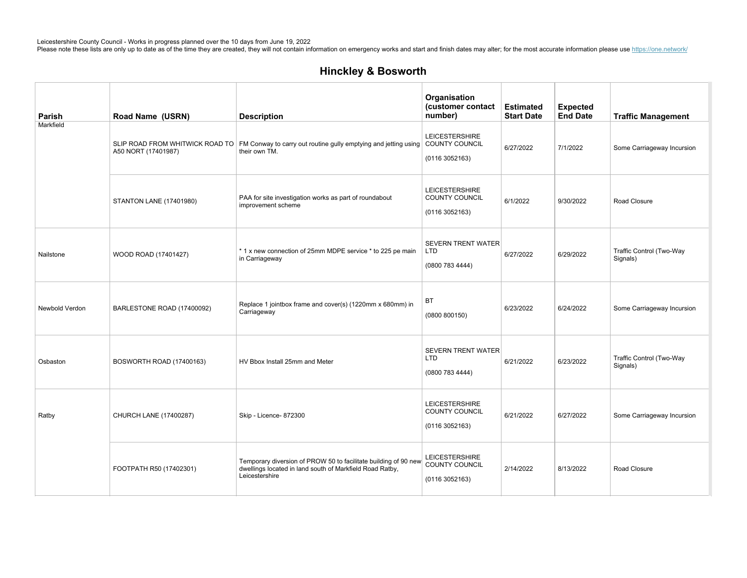Leicestershire County Council - Works in progress planned over the 10 days from June 19, 2022
Please note these lists are only up to date as of the time they are created, they will not contain information on emergency works and start and finish dates may alter; for the most accurate information please use https://one.network/

## Hinckley & Bosworth

| Parish | Road Name (USRN) | Description | Organisation (customer contact number) | Estimated Start Date | Expected End Date | Traffic Management |
|---|---|---|---|---|---|---|
| Markfield | SLIP ROAD FROM WHITWICK ROAD TO A50 NORT (17401987) | FM Conway to carry out routine gully emptying and jetting using their own TM. | LEICESTERSHIRE COUNTY COUNCIL (0116 3052163) | 6/27/2022 | 7/1/2022 | Some Carriageway Incursion |
| | STANTON LANE (17401980) | PAA for site investigation works as part of roundabout improvement scheme | LEICESTERSHIRE COUNTY COUNCIL (0116 3052163) | 6/1/2022 | 9/30/2022 | Road Closure |
| Nailstone | WOOD ROAD (17401427) | * 1 x new connection of 25mm MDPE service * to 225 pe main in Carriageway | SEVERN TRENT WATER LTD (0800 783 4444) | 6/27/2022 | 6/29/2022 | Traffic Control (Two-Way Signals) |
| Newbold Verdon | BARLESTONE ROAD (17400092) | Replace 1 jointbox frame and cover(s) (1220mm x 680mm) in Carriageway | BT (0800 800150) | 6/23/2022 | 6/24/2022 | Some Carriageway Incursion |
| Osbaston | BOSWORTH ROAD (17400163) | HV Bbox Install 25mm and Meter | SEVERN TRENT WATER LTD (0800 783 4444) | 6/21/2022 | 6/23/2022 | Traffic Control (Two-Way Signals) |
| Ratby | CHURCH LANE (17400287) | Skip - Licence- 872300 | LEICESTERSHIRE COUNTY COUNCIL (0116 3052163) | 6/21/2022 | 6/27/2022 | Some Carriageway Incursion |
| | FOOTPATH R50 (17402301) | Temporary diversion of PROW 50 to facilitate building of 90 new dwellings located in land south of Markfield Road Ratby, Leicestershire | LEICESTERSHIRE COUNTY COUNCIL (0116 3052163) | 2/14/2022 | 8/13/2022 | Road Closure |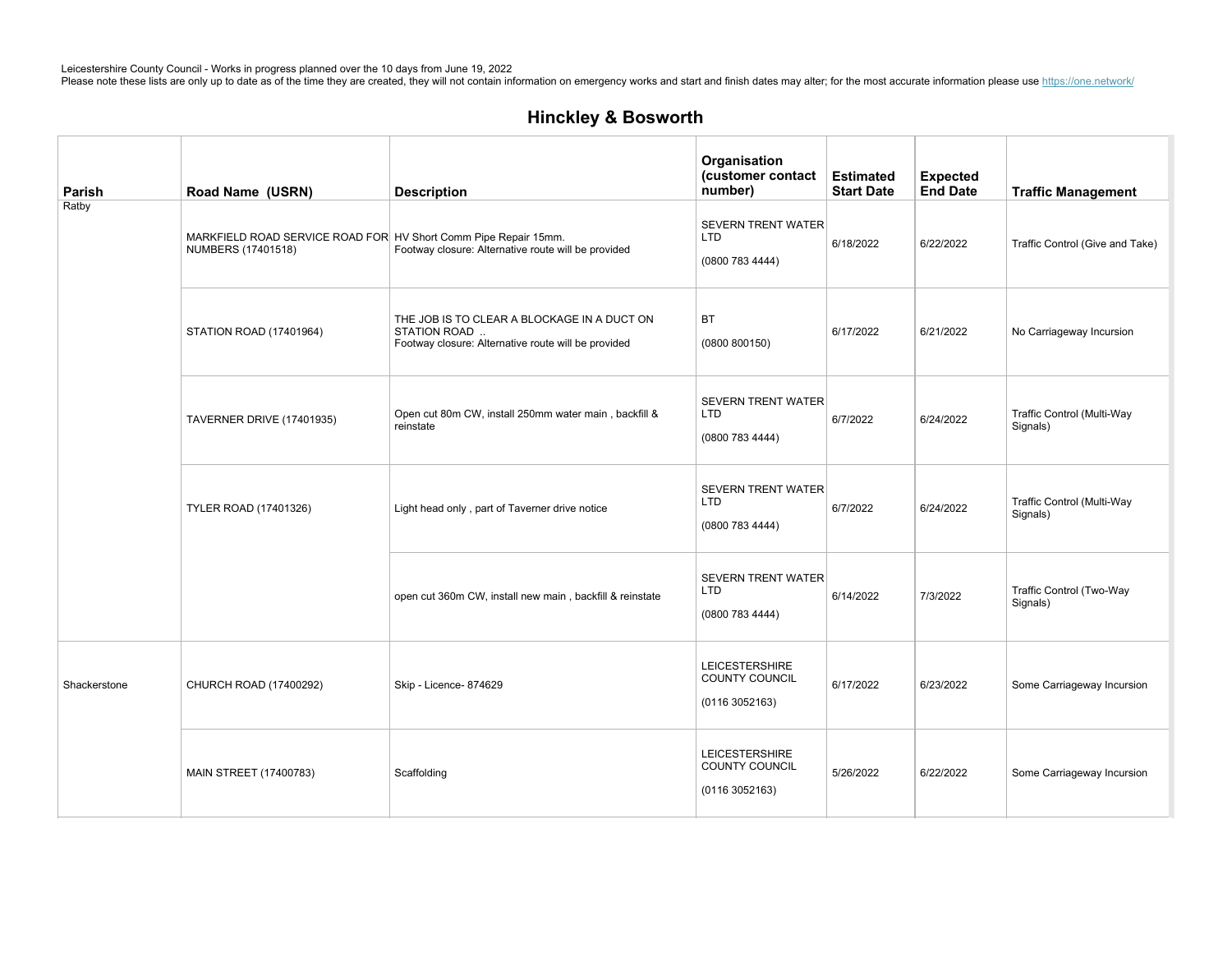Leicestershire County Council - Works in progress planned over the 10 days from June 19, 2022
Please note these lists are only up to date as of the time they are created, they will not contain information on emergency works and start and finish dates may alter; for the most accurate information please use https://one.network/

## Hinckley & Bosworth

| Parish | Road Name (USRN) | Description | Organisation (customer contact number) | Estimated Start Date | Expected End Date | Traffic Management |
|---|---|---|---|---|---|---|
| Ratby | MARKFIELD ROAD SERVICE ROAD FOR NUMBERS (17401518) | HV Short Comm Pipe Repair 15mm. Footway closure: Alternative route will be provided | SEVERN TRENT WATER LTD (0800 783 4444) | 6/18/2022 | 6/22/2022 | Traffic Control (Give and Take) |
| | STATION ROAD (17401964) | THE JOB IS TO CLEAR A BLOCKAGE IN A DUCT ON STATION ROAD .. Footway closure: Alternative route will be provided | BT (0800 800150) | 6/17/2022 | 6/21/2022 | No Carriageway Incursion |
| | TAVERNER DRIVE (17401935) | Open cut 80m CW, install 250mm water main , backfill & reinstate | SEVERN TRENT WATER LTD (0800 783 4444) | 6/7/2022 | 6/24/2022 | Traffic Control (Multi-Way Signals) |
| | TYLER ROAD (17401326) | Light head only , part of Taverner drive notice | SEVERN TRENT WATER LTD (0800 783 4444) | 6/7/2022 | 6/24/2022 | Traffic Control (Multi-Way Signals) |
| | | open cut 360m CW, install new main , backfill & reinstate | SEVERN TRENT WATER LTD (0800 783 4444) | 6/14/2022 | 7/3/2022 | Traffic Control (Two-Way Signals) |
| Shackerstone | CHURCH ROAD (17400292) | Skip - Licence- 874629 | LEICESTERSHIRE COUNTY COUNCIL (0116 3052163) | 6/17/2022 | 6/23/2022 | Some Carriageway Incursion |
| | MAIN STREET (17400783) | Scaffolding | LEICESTERSHIRE COUNTY COUNCIL (0116 3052163) | 5/26/2022 | 6/22/2022 | Some Carriageway Incursion |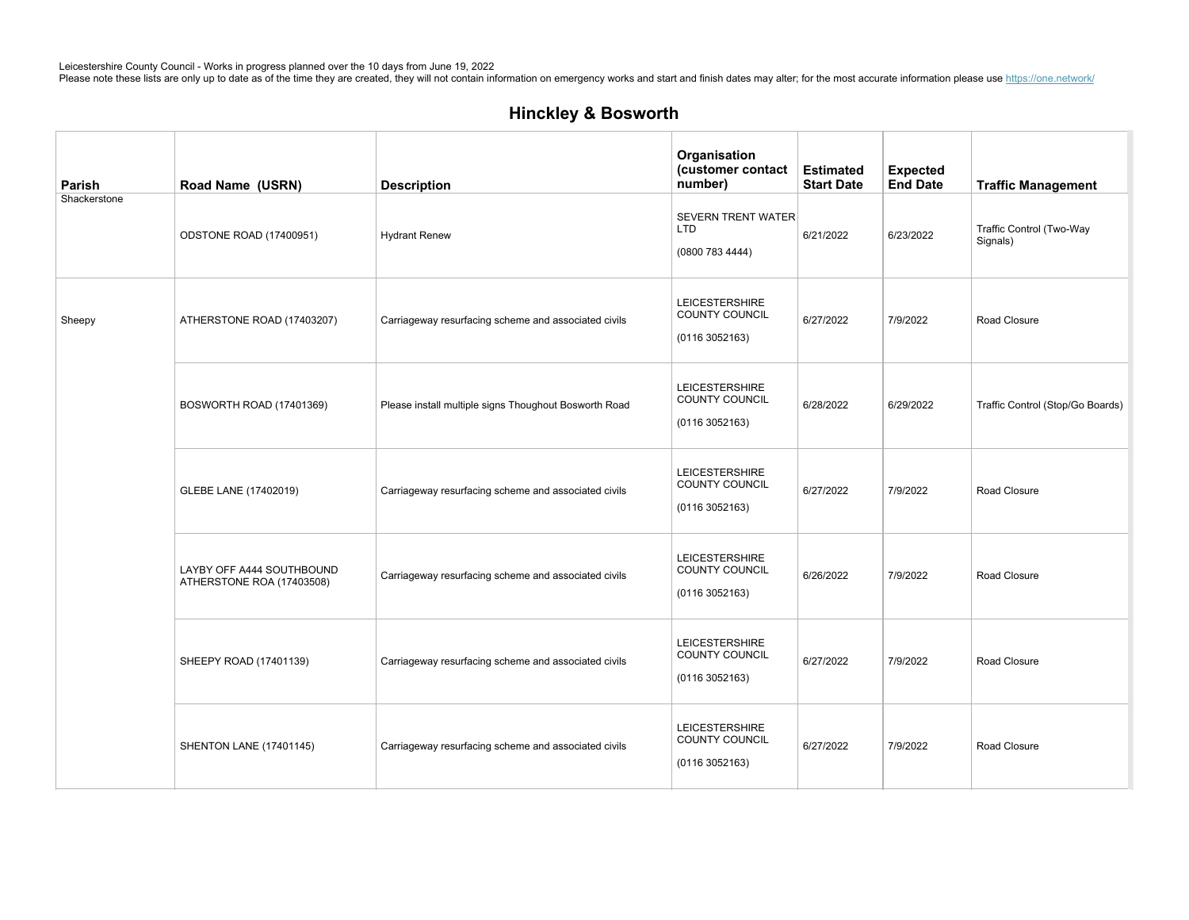Leicestershire County Council - Works in progress planned over the 10 days from June 19, 2022
Please note these lists are only up to date as of the time they are created, they will not contain information on emergency works and start and finish dates may alter; for the most accurate information please use https://one.network/

## Hinckley & Bosworth

| Parish | Road Name (USRN) | Description | Organisation (customer contact number) | Estimated Start Date | Expected End Date | Traffic Management |
|---|---|---|---|---|---|---|
| Shackerstone | ODSTONE ROAD (17400951) | Hydrant Renew | SEVERN TRENT WATER LTD (0800 783 4444) | 6/21/2022 | 6/23/2022 | Traffic Control (Two-Way Signals) |
| Sheepy | ATHERSTONE ROAD (17403207) | Carriageway resurfacing scheme and associated civils | LEICESTERSHIRE COUNTY COUNCIL (0116 3052163) | 6/27/2022 | 7/9/2022 | Road Closure |
| | BOSWORTH ROAD (17401369) | Please install multiple signs Thoughout Bosworth Road | LEICESTERSHIRE COUNTY COUNCIL (0116 3052163) | 6/28/2022 | 6/29/2022 | Traffic Control (Stop/Go Boards) |
| | GLEBE LANE (17402019) | Carriageway resurfacing scheme and associated civils | LEICESTERSHIRE COUNTY COUNCIL (0116 3052163) | 6/27/2022 | 7/9/2022 | Road Closure |
| | LAYBY OFF A444 SOUTHBOUND ATHERSTONE ROA (17403508) | Carriageway resurfacing scheme and associated civils | LEICESTERSHIRE COUNTY COUNCIL (0116 3052163) | 6/26/2022 | 7/9/2022 | Road Closure |
| | SHEEPY ROAD (17401139) | Carriageway resurfacing scheme and associated civils | LEICESTERSHIRE COUNTY COUNCIL (0116 3052163) | 6/27/2022 | 7/9/2022 | Road Closure |
| | SHENTON LANE (17401145) | Carriageway resurfacing scheme and associated civils | LEICESTERSHIRE COUNTY COUNCIL (0116 3052163) | 6/27/2022 | 7/9/2022 | Road Closure |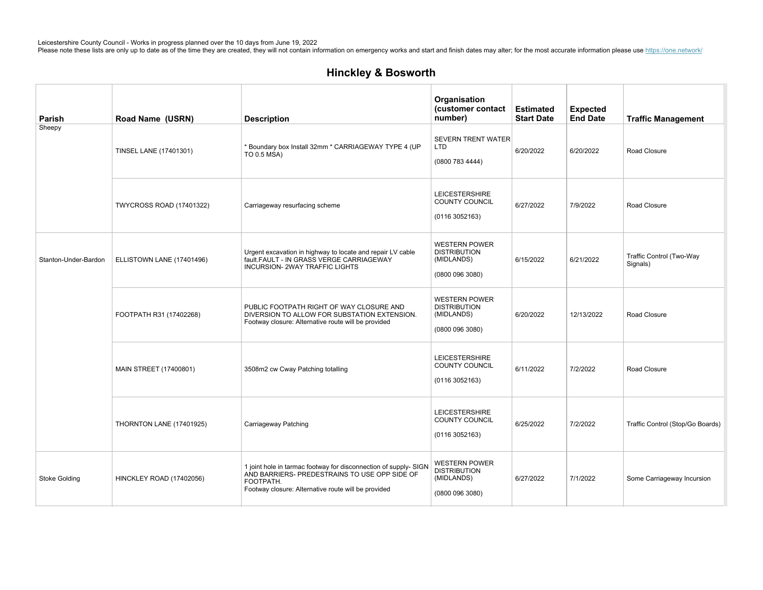Leicestershire County Council - Works in progress planned over the 10 days from June 19, 2022
Please note these lists are only up to date as of the time they are created, they will not contain information on emergency works and start and finish dates may alter; for the most accurate information please use https://one.network/

## Hinckley & Bosworth

| Parish | Road Name (USRN) | Description | Organisation (customer contact number) | Estimated Start Date | Expected End Date | Traffic Management |
|---|---|---|---|---|---|---|
| Sheepy | TINSEL LANE (17401301) | * Boundary box Install 32mm * CARRIAGEWAY TYPE 4 (UP TO 0.5 MSA) | SEVERN TRENT WATER LTD (0800 783 4444) | 6/20/2022 | 6/20/2022 | Road Closure |
| | TWYCROSS ROAD (17401322) | Carriageway resurfacing scheme | LEICESTERSHIRE COUNTY COUNCIL (0116 3052163) | 6/27/2022 | 7/9/2022 | Road Closure |
| Stanton-Under-Bardon | ELLISTOWN LANE (17401496) | Urgent excavation in highway to locate and repair LV cable fault.FAULT - IN GRASS VERGE CARRIAGEWAY INCURSION- 2WAY TRAFFIC LIGHTS | WESTERN POWER DISTRIBUTION (MIDLANDS) (0800 096 3080) | 6/15/2022 | 6/21/2022 | Traffic Control (Two-Way Signals) |
| | FOOTPATH R31 (17402268) | PUBLIC FOOTPATH RIGHT OF WAY CLOSURE AND DIVERSION TO ALLOW FOR SUBSTATION EXTENSION. Footway closure: Alternative route will be provided | WESTERN POWER DISTRIBUTION (MIDLANDS) (0800 096 3080) | 6/20/2022 | 12/13/2022 | Road Closure |
| | MAIN STREET (17400801) | 3508m2 cw Cway Patching totalling | LEICESTERSHIRE COUNTY COUNCIL (0116 3052163) | 6/11/2022 | 7/2/2022 | Road Closure |
| | THORNTON LANE (17401925) | Carriageway Patching | LEICESTERSHIRE COUNTY COUNCIL (0116 3052163) | 6/25/2022 | 7/2/2022 | Traffic Control (Stop/Go Boards) |
| Stoke Golding | HINCKLEY ROAD (17402056) | 1 joint hole in tarmac footway for disconnection of supply- SIGN AND BARRIERS- PREDESTRAINS TO USE OPP SIDE OF FOOTPATH. Footway closure: Alternative route will be provided | WESTERN POWER DISTRIBUTION (MIDLANDS) (0800 096 3080) | 6/27/2022 | 7/1/2022 | Some Carriageway Incursion |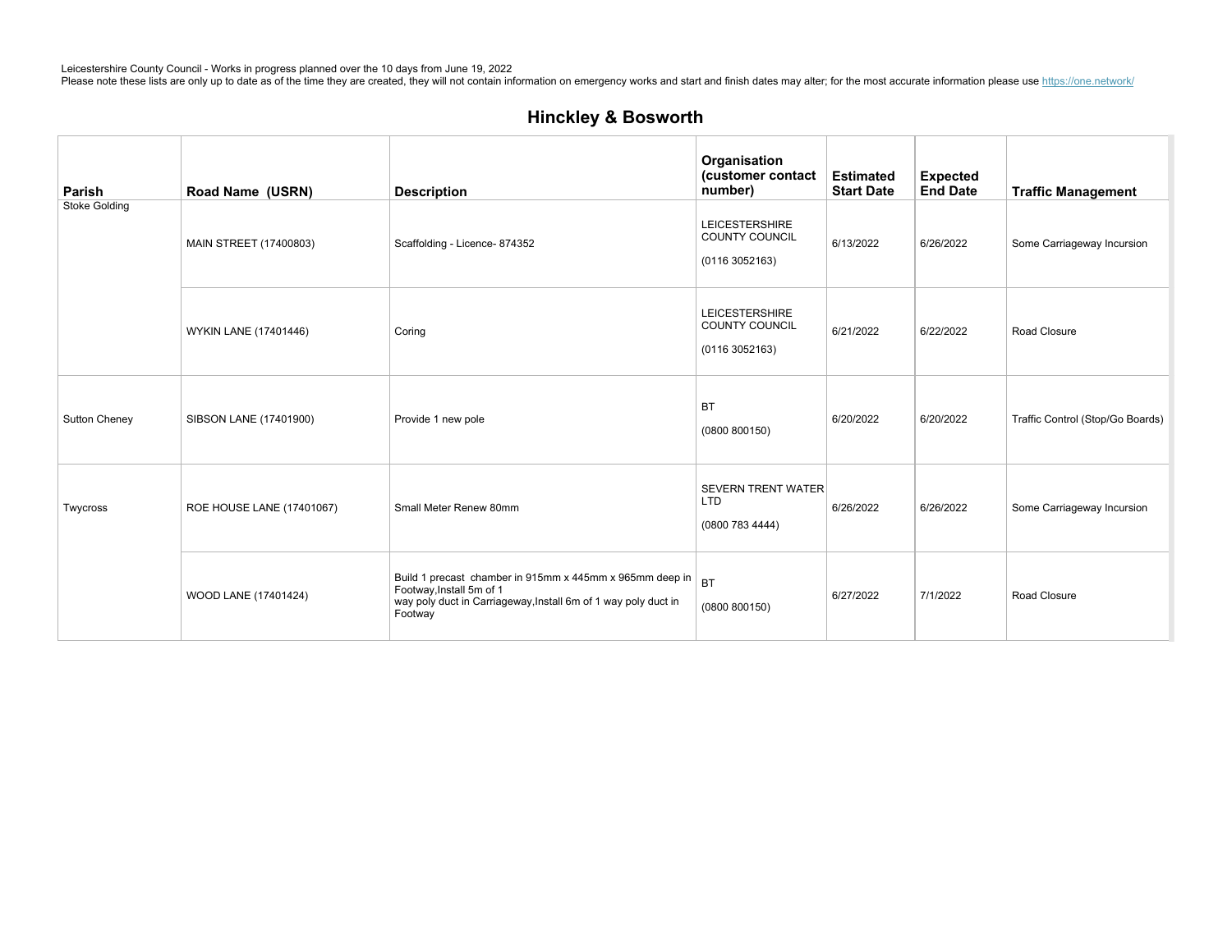Leicestershire County Council - Works in progress planned over the 10 days from June 19, 2022
Please note these lists are only up to date as of the time they are created, they will not contain information on emergency works and start and finish dates may alter; for the most accurate information please use https://one.network/

## Hinckley & Bosworth

| Parish | Road Name (USRN) | Description | Organisation (customer contact number) | Estimated Start Date | Expected End Date | Traffic Management |
|---|---|---|---|---|---|---|
| Stoke Golding | MAIN STREET (17400803) | Scaffolding - Licence- 874352 | LEICESTERSHIRE COUNTY COUNCIL (0116 3052163) | 6/13/2022 | 6/26/2022 | Some Carriageway Incursion |
| | WYKIN LANE (17401446) | Coring | LEICESTERSHIRE COUNTY COUNCIL (0116 3052163) | 6/21/2022 | 6/22/2022 | Road Closure |
| Sutton Cheney | SIBSON LANE (17401900) | Provide 1 new pole | BT (0800 800150) | 6/20/2022 | 6/20/2022 | Traffic Control (Stop/Go Boards) |
| Twycross | ROE HOUSE LANE (17401067) | Small Meter Renew 80mm | SEVERN TRENT WATER LTD (0800 783 4444) | 6/26/2022 | 6/26/2022 | Some Carriageway Incursion |
| | WOOD LANE (17401424) | Build 1 precast chamber in 915mm x 445mm x 965mm deep in Footway,Install 5m of 1 way poly duct in Carriageway,Install 6m of 1 way poly duct in Footway | BT (0800 800150) | 6/27/2022 | 7/1/2022 | Road Closure |